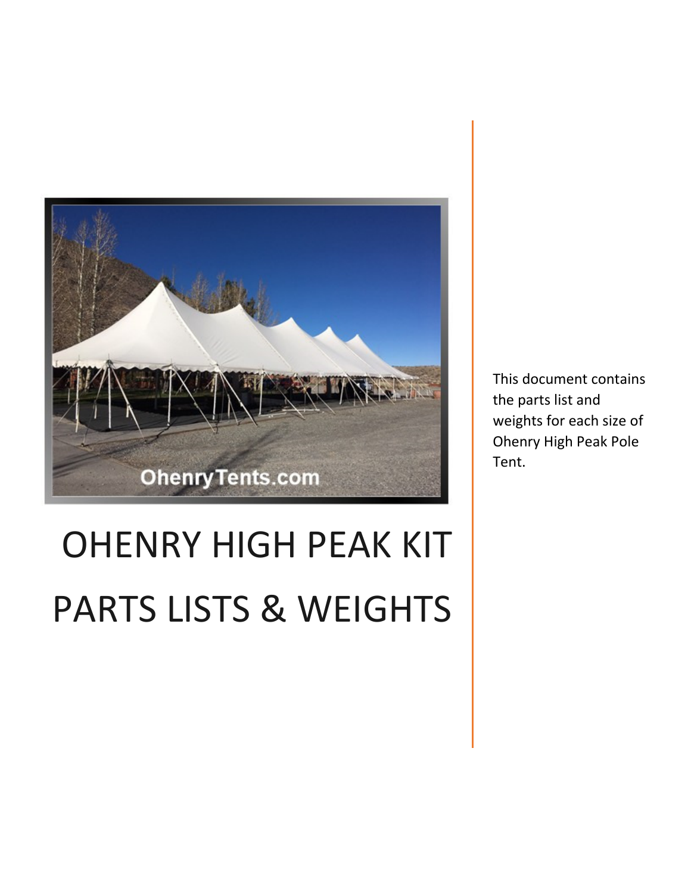# OHENRY HIGH PEAK KIT PARTS LISTS & WEIGHTS

This document contains the parts list and weights for each size of Ohenry High Peak Pole Tent.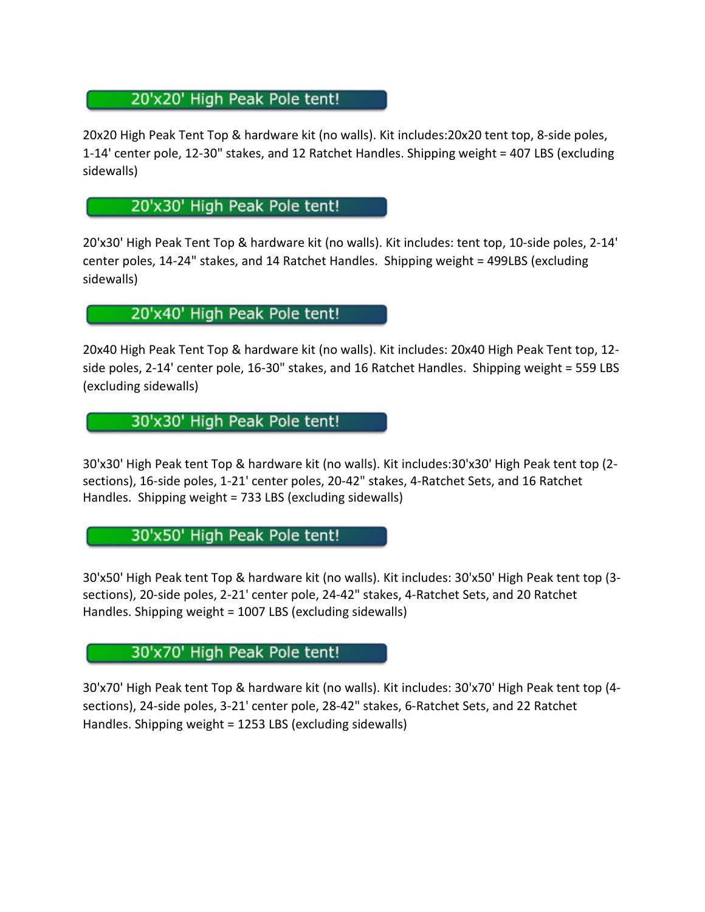## 20'x20' High Peak Pole tent!

20x20 High Peak Tent Top & hardware kit (no walls). Kit includes:20x20 tent top, 8-side poles, 1-14' center pole, 12-30" stakes, and 12 Ratchet Handles. Shipping weight = 407 LBS (excluding sidewalls)

## 20'x30' High Peak Pole tent!

20'x30' High Peak Tent Top & hardware kit (no walls). Kit includes: tent top, 10-side poles, 2-14' center poles, 14-24" stakes, and 14 Ratchet Handles. Shipping weight = 499LBS (excluding sidewalls)

## 20'x40' High Peak Pole tent!

20x40 High Peak Tent Top & hardware kit (no walls). Kit includes: 20x40 High Peak Tent top, 12-side poles, 2-14' center pole, 16-30" stakes, and 16 Ratchet Handles. Shipping weight = 559 LBS (excluding sidewalls)

## 30'x30' High Peak Pole tent!

30'x30' High Peak tent Top & hardware kit (no walls). Kit includes:30'x30' High Peak tent top (2-sections), 16-side poles, 1-21' center poles, 20-42" stakes, 4-Ratchet Sets, and 16 Ratchet Handles. Shipping weight = 733 LBS (excluding sidewalls)

## 30'x50' High Peak Pole tent!

30'x50' High Peak tent Top & hardware kit (no walls). Kit includes: 30'x50' High Peak tent top (3-sections), 20-side poles, 2-21' center pole, 24-42" stakes, 4-Ratchet Sets, and 20 Ratchet Handles. Shipping weight = 1007 LBS (excluding sidewalls)

## 30'x70' High Peak Pole tent!

30'x70' High Peak tent Top & hardware kit (no walls). Kit includes: 30'x70' High Peak tent top (4-sections), 24-side poles, 3-21' center pole, 28-42" stakes, 6-Ratchet Sets, and 22 Ratchet Handles. Shipping weight = 1253 LBS (excluding sidewalls)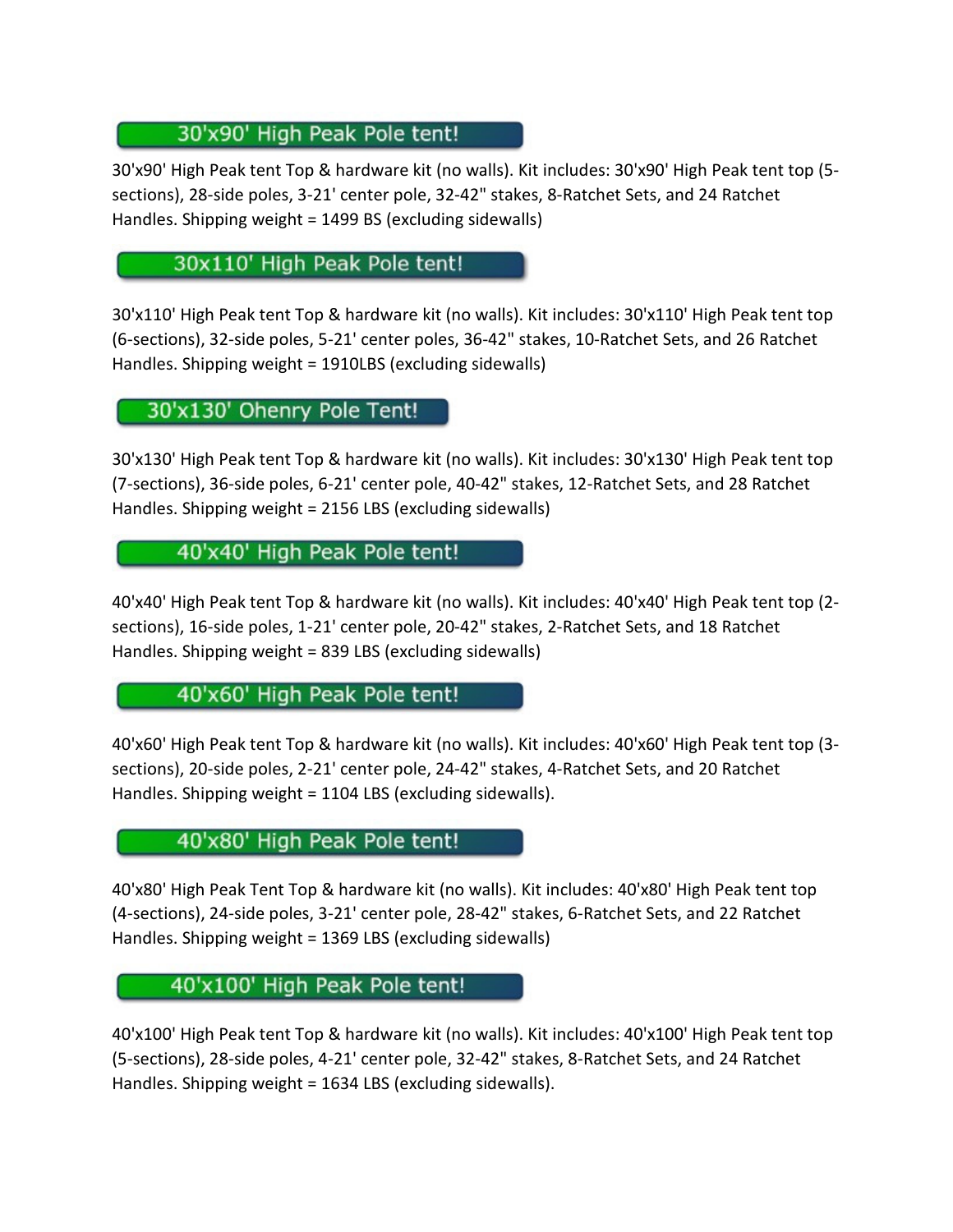## 30'x90' High Peak Pole tent!

30'x90' High Peak tent Top & hardware kit (no walls). Kit includes: 30'x90' High Peak tent top (5-sections), 28-side poles, 3-21' center pole, 32-42" stakes, 8-Ratchet Sets, and 24 Ratchet Handles. Shipping weight = 1499 BS (excluding sidewalls)

## 30x110' High Peak Pole tent!

30'x110' High Peak tent Top & hardware kit (no walls). Kit includes: 30'x110' High Peak tent top (6-sections), 32-side poles, 5-21' center poles, 36-42" stakes, 10-Ratchet Sets, and 26 Ratchet Handles. Shipping weight = 1910LBS (excluding sidewalls)

## 30'x130' Ohenry Pole Tent!

30'x130' High Peak tent Top & hardware kit (no walls). Kit includes: 30'x130' High Peak tent top (7-sections), 36-side poles, 6-21' center pole, 40-42" stakes, 12-Ratchet Sets, and 28 Ratchet Handles. Shipping weight = 2156 LBS (excluding sidewalls)

## 40'x40' High Peak Pole tent!

40'x40' High Peak tent Top & hardware kit (no walls). Kit includes: 40'x40' High Peak tent top (2-sections), 16-side poles, 1-21' center pole, 20-42" stakes, 2-Ratchet Sets, and 18 Ratchet Handles. Shipping weight = 839 LBS (excluding sidewalls)

## 40'x60' High Peak Pole tent!

40'x60' High Peak tent Top & hardware kit (no walls). Kit includes: 40'x60' High Peak tent top (3-sections), 20-side poles, 2-21' center pole, 24-42" stakes, 4-Ratchet Sets, and 20 Ratchet Handles. Shipping weight = 1104 LBS (excluding sidewalls).

## 40'x80' High Peak Pole tent!

40'x80' High Peak Tent Top & hardware kit (no walls). Kit includes: 40'x80' High Peak tent top (4-sections), 24-side poles, 3-21' center pole, 28-42" stakes, 6-Ratchet Sets, and 22 Ratchet Handles. Shipping weight = 1369 LBS (excluding sidewalls)

## 40'x100' High Peak Pole tent!

40'x100' High Peak tent Top & hardware kit (no walls). Kit includes: 40'x100' High Peak tent top (5-sections), 28-side poles, 4-21' center pole, 32-42" stakes, 8-Ratchet Sets, and 24 Ratchet Handles. Shipping weight = 1634 LBS (excluding sidewalls).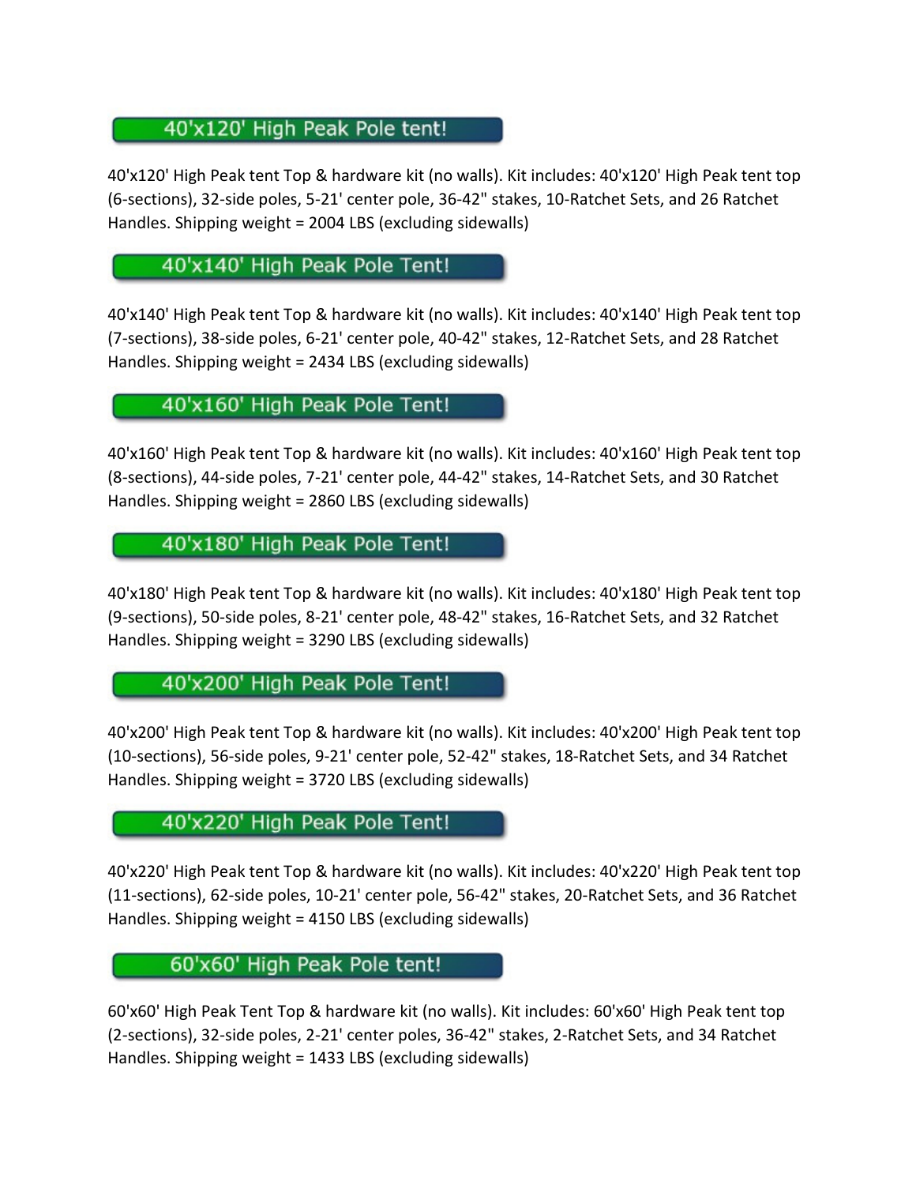## 40'x120' High Peak Pole tent!

40'x120' High Peak tent Top & hardware kit (no walls). Kit includes: 40'x120' High Peak tent top (6-sections), 32-side poles, 5-21' center pole, 36-42" stakes, 10-Ratchet Sets, and 26 Ratchet Handles. Shipping weight = 2004 LBS (excluding sidewalls)

## 40'x140' High Peak Pole Tent!

40'x140' High Peak tent Top & hardware kit (no walls). Kit includes: 40'x140' High Peak tent top (7-sections), 38-side poles, 6-21' center pole, 40-42" stakes, 12-Ratchet Sets, and 28 Ratchet Handles. Shipping weight = 2434 LBS (excluding sidewalls)

## 40'x160' High Peak Pole Tent!

40'x160' High Peak tent Top & hardware kit (no walls). Kit includes: 40'x160' High Peak tent top (8-sections), 44-side poles, 7-21' center pole, 44-42" stakes, 14-Ratchet Sets, and 30 Ratchet Handles. Shipping weight = 2860 LBS (excluding sidewalls)

## 40'x180' High Peak Pole Tent!

40'x180' High Peak tent Top & hardware kit (no walls). Kit includes: 40'x180' High Peak tent top (9-sections), 50-side poles, 8-21' center pole, 48-42" stakes, 16-Ratchet Sets, and 32 Ratchet Handles. Shipping weight = 3290 LBS (excluding sidewalls)

## 40'x200' High Peak Pole Tent!

40'x200' High Peak tent Top & hardware kit (no walls). Kit includes: 40'x200' High Peak tent top (10-sections), 56-side poles, 9-21' center pole, 52-42" stakes, 18-Ratchet Sets, and 34 Ratchet Handles. Shipping weight = 3720 LBS (excluding sidewalls)

## 40'x220' High Peak Pole Tent!

40'x220' High Peak tent Top & hardware kit (no walls). Kit includes: 40'x220' High Peak tent top (11-sections), 62-side poles, 10-21' center pole, 56-42" stakes, 20-Ratchet Sets, and 36 Ratchet Handles. Shipping weight = 4150 LBS (excluding sidewalls)

## 60'x60' High Peak Pole tent!

60'x60' High Peak Tent Top & hardware kit (no walls). Kit includes: 60'x60' High Peak tent top (2-sections), 32-side poles, 2-21' center poles, 36-42" stakes, 2-Ratchet Sets, and 34 Ratchet Handles. Shipping weight = 1433 LBS (excluding sidewalls)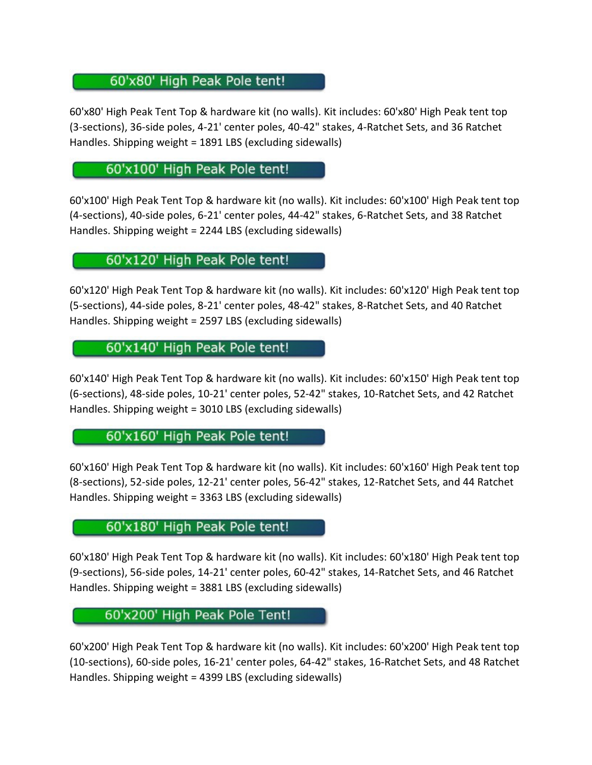## 60'x80' High Peak Pole tent!

60'x80' High Peak Tent Top & hardware kit (no walls). Kit includes: 60'x80' High Peak tent top (3-sections), 36-side poles, 4-21' center poles, 40-42" stakes, 4-Ratchet Sets, and 36 Ratchet Handles. Shipping weight = 1891 LBS (excluding sidewalls)

## 60'x100' High Peak Pole tent!

60'x100' High Peak Tent Top & hardware kit (no walls). Kit includes: 60'x100' High Peak tent top (4-sections), 40-side poles, 6-21' center poles, 44-42" stakes, 6-Ratchet Sets, and 38 Ratchet Handles. Shipping weight = 2244 LBS (excluding sidewalls)

## 60'x120' High Peak Pole tent!

60'x120' High Peak Tent Top & hardware kit (no walls). Kit includes: 60'x120' High Peak tent top (5-sections), 44-side poles, 8-21' center poles, 48-42" stakes, 8-Ratchet Sets, and 40 Ratchet Handles. Shipping weight = 2597 LBS (excluding sidewalls)

## 60'x140' High Peak Pole tent!

60'x140' High Peak Tent Top & hardware kit (no walls). Kit includes: 60'x150' High Peak tent top (6-sections), 48-side poles, 10-21' center poles, 52-42" stakes, 10-Ratchet Sets, and 42 Ratchet Handles. Shipping weight = 3010 LBS (excluding sidewalls)

## 60'x160' High Peak Pole tent!

60'x160' High Peak Tent Top & hardware kit (no walls). Kit includes: 60'x160' High Peak tent top (8-sections), 52-side poles, 12-21' center poles, 56-42" stakes, 12-Ratchet Sets, and 44 Ratchet Handles. Shipping weight = 3363 LBS (excluding sidewalls)

## 60'x180' High Peak Pole tent!

60'x180' High Peak Tent Top & hardware kit (no walls). Kit includes: 60'x180' High Peak tent top (9-sections), 56-side poles, 14-21' center poles, 60-42" stakes, 14-Ratchet Sets, and 46 Ratchet Handles. Shipping weight = 3881 LBS (excluding sidewalls)

## 60'x200' High Peak Pole Tent!

60'x200' High Peak Tent Top & hardware kit (no walls). Kit includes: 60'x200' High Peak tent top (10-sections), 60-side poles, 16-21' center poles, 64-42" stakes, 16-Ratchet Sets, and 48 Ratchet Handles. Shipping weight = 4399 LBS (excluding sidewalls)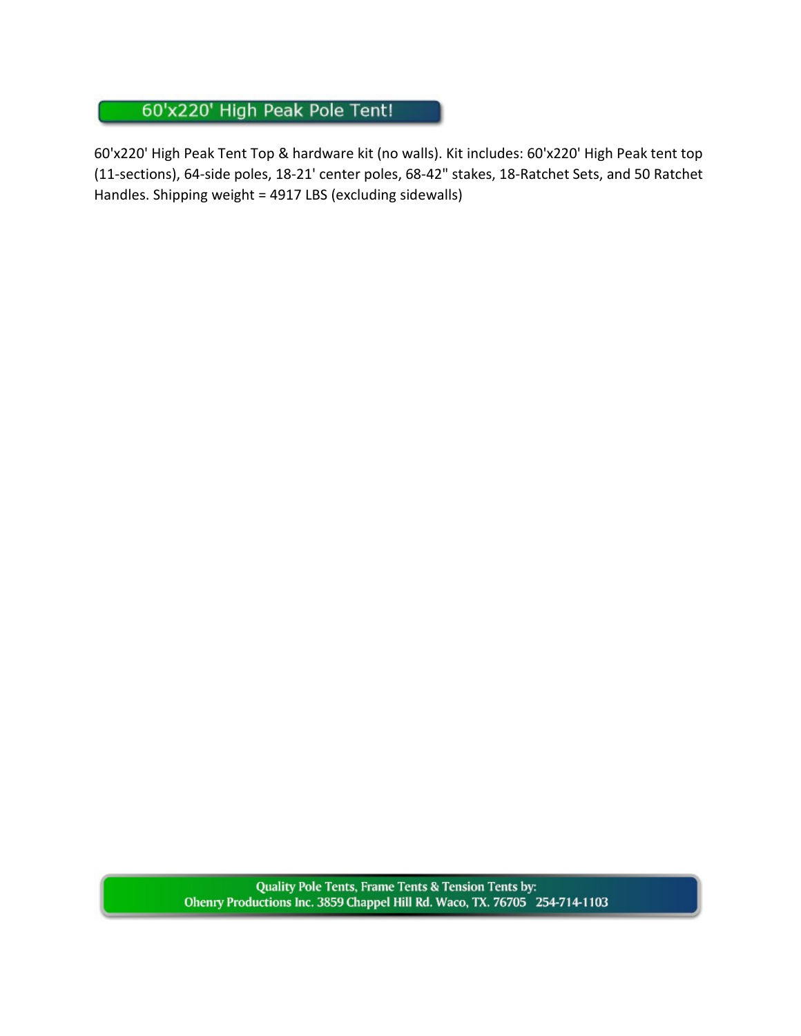## 60'x220' High Peak Pole Tent!

60'x220' High Peak Tent Top & hardware kit (no walls). Kit includes: 60'x220' High Peak tent top (11-sections), 64-side poles, 18-21' center poles, 68-42" stakes, 18-Ratchet Sets, and 50 Ratchet Handles. Shipping weight = 4917 LBS (excluding sidewalls)